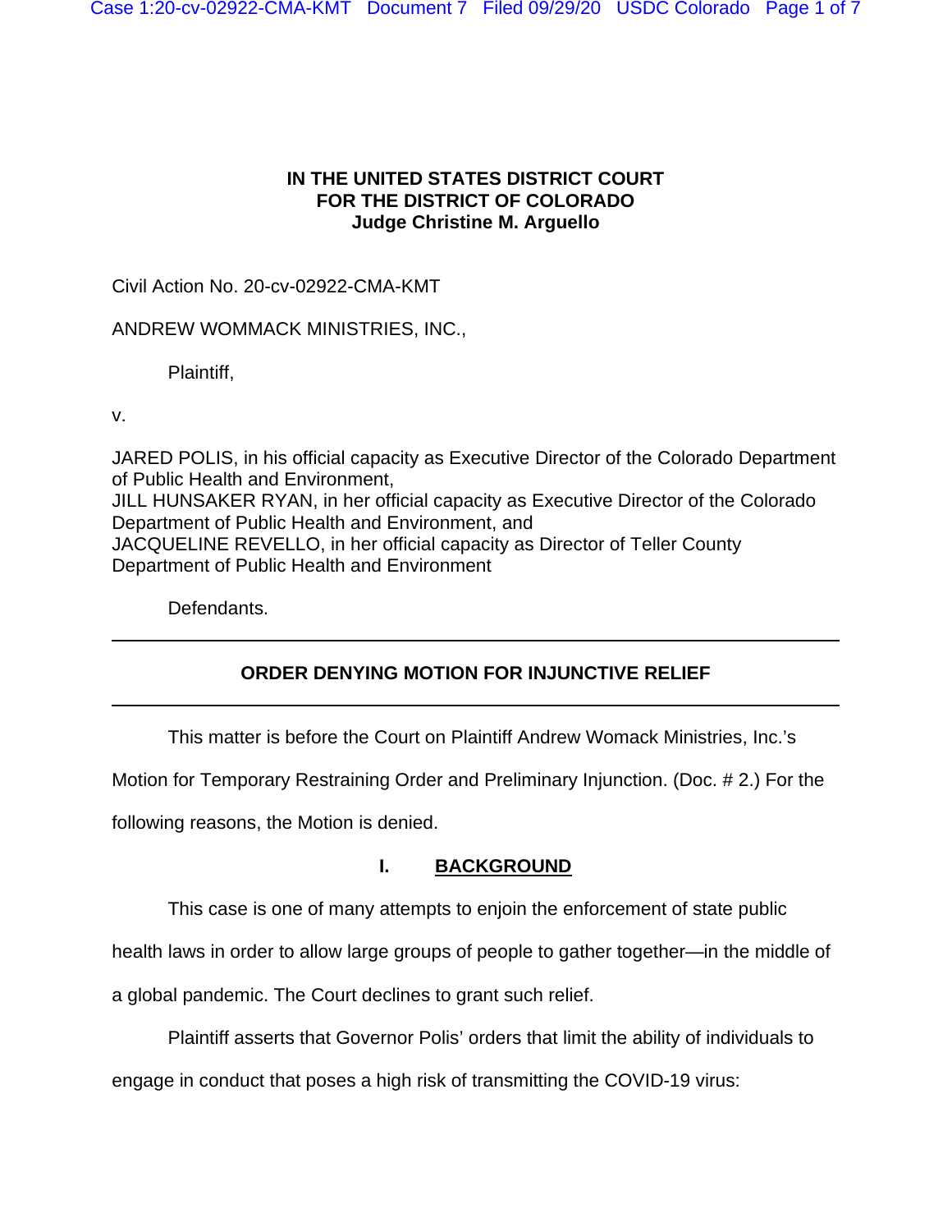**IN THE UNITED STATES DISTRICT COURT**
**FOR THE DISTRICT OF COLORADO**
**Judge Christine M. Arguello**

Civil Action No. 20-cv-02922-CMA-KMT

ANDREW WOMMACK MINISTRIES, INC.,

Plaintiff,

v.

JARED POLIS, in his official capacity as Executive Director of the Colorado Department of Public Health and Environment,
JILL HUNSAKER RYAN, in her official capacity as Executive Director of the Colorado Department of Public Health and Environment, and
JACQUELINE REVELLO, in her official capacity as Director of Teller County Department of Public Health and Environment

Defendants.

---

## ORDER DENYING MOTION FOR INJUNCTIVE RELIEF

---

This matter is before the Court on Plaintiff Andrew Womack Ministries, Inc.'s Motion for Temporary Restraining Order and Preliminary Injunction. (Doc. # 2.) For the following reasons, the Motion is denied.

### I. BACKGROUND

This case is one of many attempts to enjoin the enforcement of state public health laws in order to allow large groups of people to gather together—in the middle of a global pandemic. The Court declines to grant such relief.

Plaintiff asserts that Governor Polis' orders that limit the ability of individuals to engage in conduct that poses a high risk of transmitting the COVID-19 virus: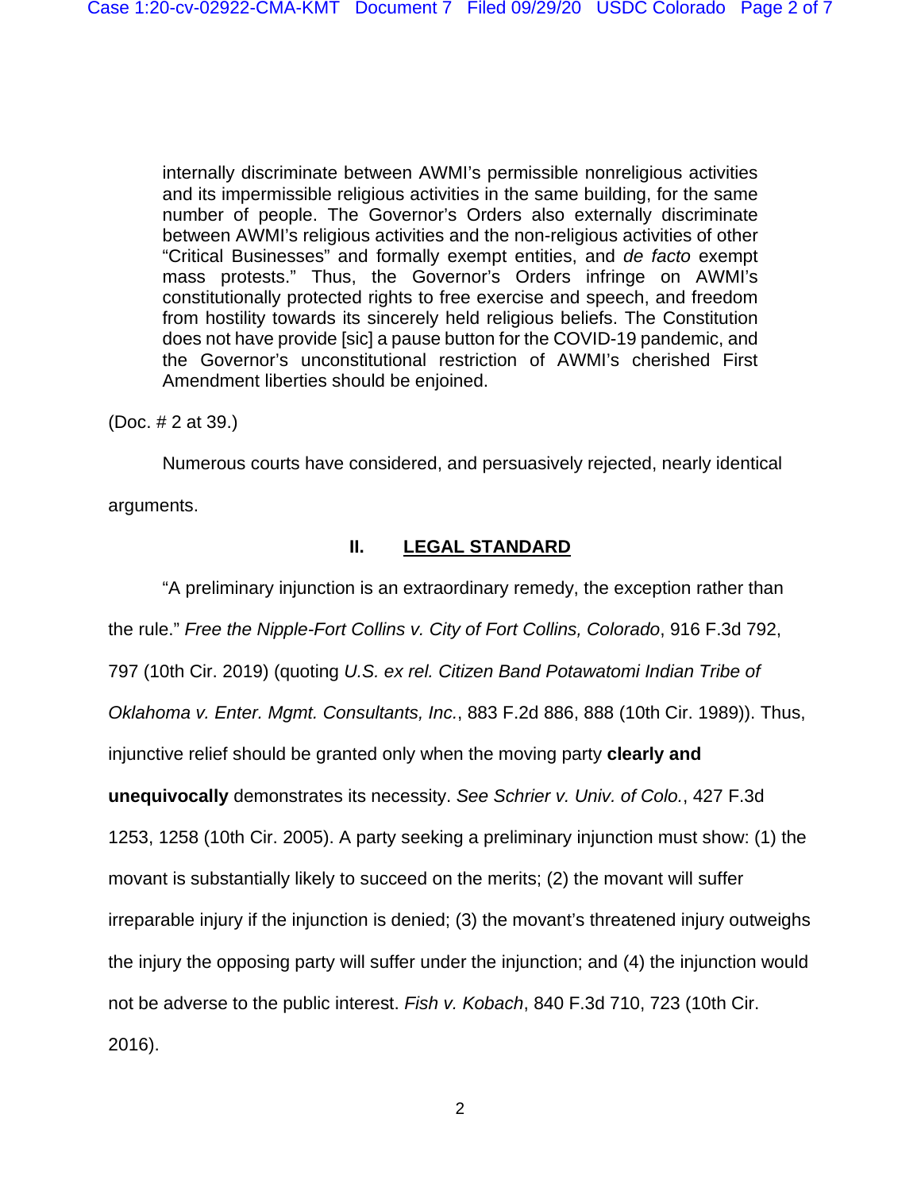> internally discriminate between AWMI's permissible nonreligious activities and its impermissible religious activities in the same building, for the same number of people. The Governor's Orders also externally discriminate between AWMI's religious activities and the non-religious activities of other "Critical Businesses" and formally exempt entities, and *de facto* exempt mass protests." Thus, the Governor's Orders infringe on AWMI's constitutionally protected rights to free exercise and speech, and freedom from hostility towards its sincerely held religious beliefs. The Constitution does not have provide [sic] a pause button for the COVID-19 pandemic, and the Governor's unconstitutional restriction of AWMI's cherished First Amendment liberties should be enjoined.

(Doc. # 2 at 39.)

Numerous courts have considered, and persuasively rejected, nearly identical arguments.

## II. LEGAL STANDARD

"A preliminary injunction is an extraordinary remedy, the exception rather than the rule." *Free the Nipple-Fort Collins v. City of Fort Collins, Colorado*, 916 F.3d 792, 797 (10th Cir. 2019) (quoting *U.S. ex rel. Citizen Band Potawatomi Indian Tribe of Oklahoma v. Enter. Mgmt. Consultants, Inc.*, 883 F.2d 886, 888 (10th Cir. 1989)). Thus, injunctive relief should be granted only when the moving party **clearly and unequivocally** demonstrates its necessity. *See Schrier v. Univ. of Colo.*, 427 F.3d 1253, 1258 (10th Cir. 2005). A party seeking a preliminary injunction must show: (1) the movant is substantially likely to succeed on the merits; (2) the movant will suffer irreparable injury if the injunction is denied; (3) the movant's threatened injury outweighs the injury the opposing party will suffer under the injunction; and (4) the injunction would not be adverse to the public interest. *Fish v. Kobach*, 840 F.3d 710, 723 (10th Cir. 2016).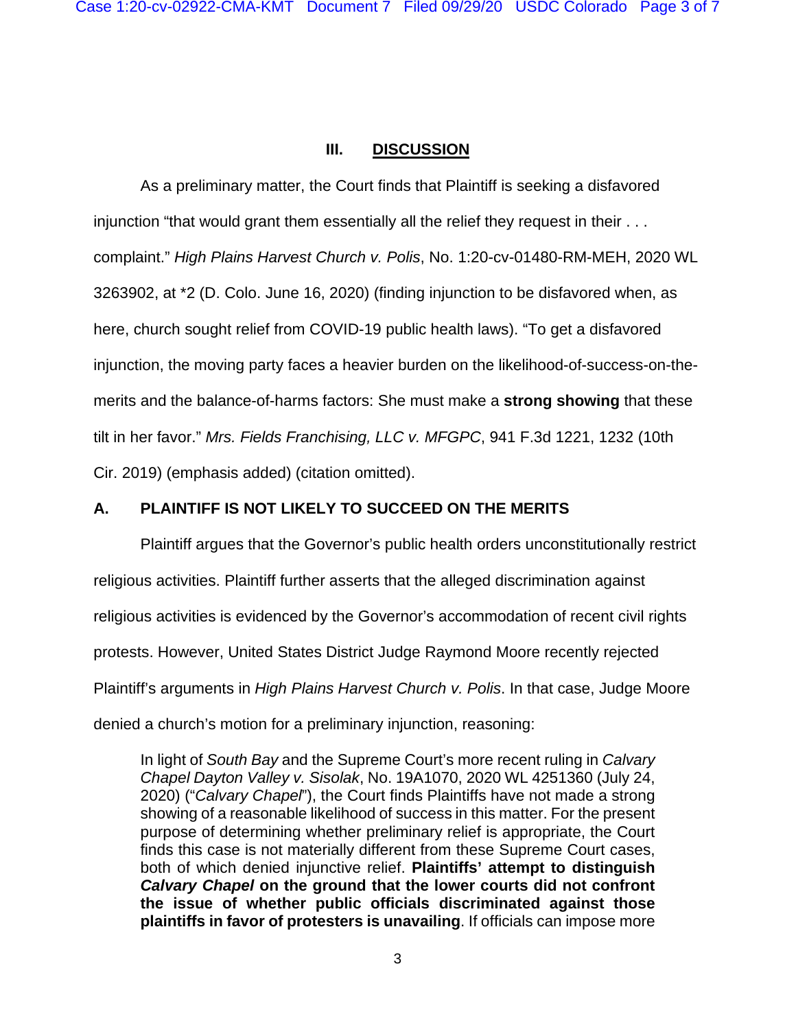## III. DISCUSSION

As a preliminary matter, the Court finds that Plaintiff is seeking a disfavored injunction "that would grant them essentially all the relief they request in their . . . complaint." *High Plains Harvest Church v. Polis*, No. 1:20-cv-01480-RM-MEH, 2020 WL 3263902, at *2 (D. Colo. June 16, 2020) (finding injunction to be disfavored when, as here, church sought relief from COVID-19 public health laws). "To get a disfavored injunction, the moving party faces a heavier burden on the likelihood-of-success-on-the-merits and the balance-of-harms factors: She must make a **strong showing** that these tilt in her favor." *Mrs. Fields Franchising, LLC v. MFGPC*, 941 F.3d 1221, 1232 (10th Cir. 2019) (emphasis added) (citation omitted).

### A. PLAINTIFF IS NOT LIKELY TO SUCCEED ON THE MERITS

Plaintiff argues that the Governor's public health orders unconstitutionally restrict religious activities. Plaintiff further asserts that the alleged discrimination against religious activities is evidenced by the Governor's accommodation of recent civil rights protests. However, United States District Judge Raymond Moore recently rejected Plaintiff's arguments in *High Plains Harvest Church v. Polis*. In that case, Judge Moore denied a church's motion for a preliminary injunction, reasoning:

> In light of *South Bay* and the Supreme Court's more recent ruling in *Calvary Chapel Dayton Valley v. Sisolak*, No. 19A1070, 2020 WL 4251360 (July 24, 2020) ("*Calvary Chapel*"), the Court finds Plaintiffs have not made a strong showing of a reasonable likelihood of success in this matter. For the present purpose of determining whether preliminary relief is appropriate, the Court finds this case is not materially different from these Supreme Court cases, both of which denied injunctive relief. **Plaintiffs' attempt to distinguish *Calvary Chapel* on the ground that the lower courts did not confront the issue of whether public officials discriminated against those plaintiffs in favor of protesters is unavailing**. If officials can impose more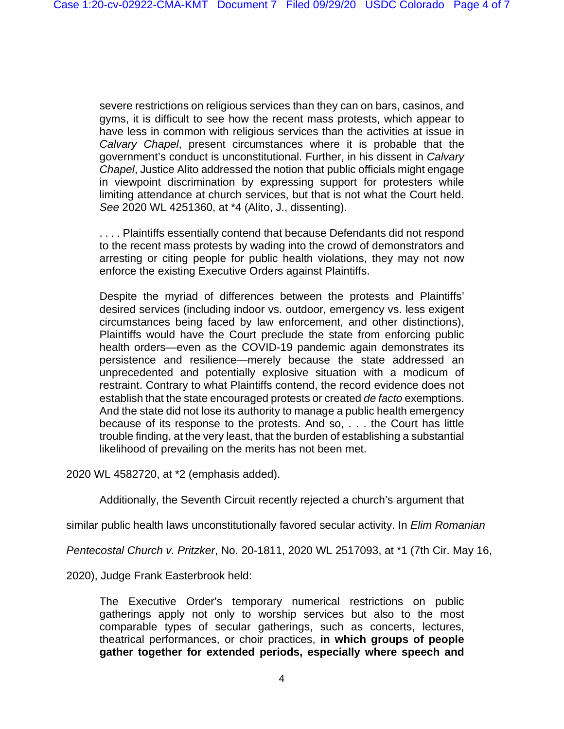> severe restrictions on religious services than they can on bars, casinos, and gyms, it is difficult to see how the recent mass protests, which appear to have less in common with religious services than the activities at issue in *Calvary Chapel*, present circumstances where it is probable that the government's conduct is unconstitutional. Further, in his dissent in *Calvary Chapel*, Justice Alito addressed the notion that public officials might engage in viewpoint discrimination by expressing support for protesters while limiting attendance at church services, but that is not what the Court held. *See* 2020 WL 4251360, at *4 (Alito, J., dissenting).
>
> . . . . Plaintiffs essentially contend that because Defendants did not respond to the recent mass protests by wading into the crowd of demonstrators and arresting or citing people for public health violations, they may not now enforce the existing Executive Orders against Plaintiffs.
>
> Despite the myriad of differences between the protests and Plaintiffs' desired services (including indoor vs. outdoor, emergency vs. less exigent circumstances being faced by law enforcement, and other distinctions), Plaintiffs would have the Court preclude the state from enforcing public health orders—even as the COVID-19 pandemic again demonstrates its persistence and resilience—merely because the state addressed an unprecedented and potentially explosive situation with a modicum of restraint. Contrary to what Plaintiffs contend, the record evidence does not establish that the state encouraged protests or created *de facto* exemptions. And the state did not lose its authority to manage a public health emergency because of its response to the protests. And so, . . . the Court has little trouble finding, at the very least, that the burden of establishing a substantial likelihood of prevailing on the merits has not been met.

2020 WL 4582720, at *2 (emphasis added).

Additionally, the Seventh Circuit recently rejected a church's argument that similar public health laws unconstitutionally favored secular activity. In *Elim Romanian Pentecostal Church v. Pritzker*, No. 20-1811, 2020 WL 2517093, at *1 (7th Cir. May 16, 2020), Judge Frank Easterbrook held:

> The Executive Order's temporary numerical restrictions on public gatherings apply not only to worship services but also to the most comparable types of secular gatherings, such as concerts, lectures, theatrical performances, or choir practices, **in which groups of people gather together for extended periods, especially where speech and**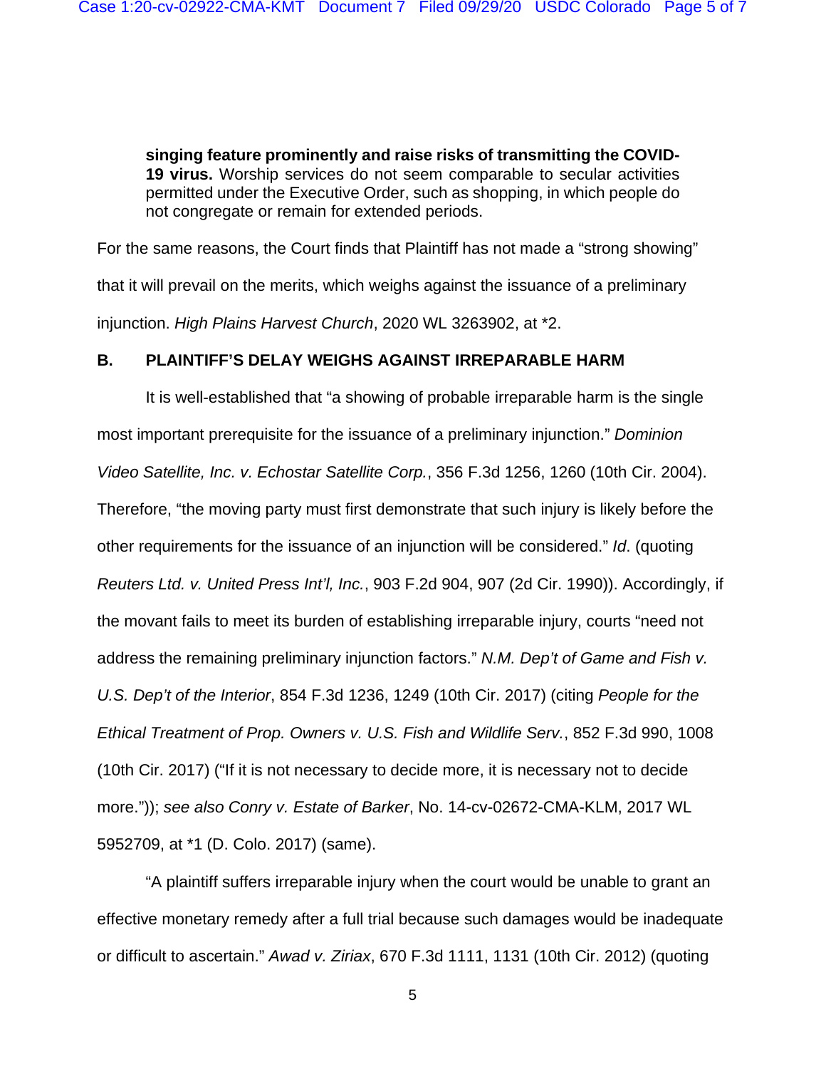> **singing feature prominently and raise risks of transmitting the COVID-19 virus.** Worship services do not seem comparable to secular activities permitted under the Executive Order, such as shopping, in which people do not congregate or remain for extended periods.

For the same reasons, the Court finds that Plaintiff has not made a "strong showing" that it will prevail on the merits, which weighs against the issuance of a preliminary injunction. *High Plains Harvest Church*, 2020 WL 3263902, at *2.

### B. PLAINTIFF'S DELAY WEIGHS AGAINST IRREPARABLE HARM

It is well-established that "a showing of probable irreparable harm is the single most important prerequisite for the issuance of a preliminary injunction." *Dominion Video Satellite, Inc. v. Echostar Satellite Corp.*, 356 F.3d 1256, 1260 (10th Cir. 2004). Therefore, "the moving party must first demonstrate that such injury is likely before the other requirements for the issuance of an injunction will be considered." *Id*. (quoting *Reuters Ltd. v. United Press Int'l, Inc.*, 903 F.2d 904, 907 (2d Cir. 1990)). Accordingly, if the movant fails to meet its burden of establishing irreparable injury, courts "need not address the remaining preliminary injunction factors." *N.M. Dep't of Game and Fish v. U.S. Dep't of the Interior*, 854 F.3d 1236, 1249 (10th Cir. 2017) (citing *People for the Ethical Treatment of Prop. Owners v. U.S. Fish and Wildlife Serv.*, 852 F.3d 990, 1008 (10th Cir. 2017) ("If it is not necessary to decide more, it is necessary not to decide more.")); *see also Conry v. Estate of Barker*, No. 14-cv-02672-CMA-KLM, 2017 WL 5952709, at *1 (D. Colo. 2017) (same).

"A plaintiff suffers irreparable injury when the court would be unable to grant an effective monetary remedy after a full trial because such damages would be inadequate or difficult to ascertain." *Awad v. Ziriax*, 670 F.3d 1111, 1131 (10th Cir. 2012) (quoting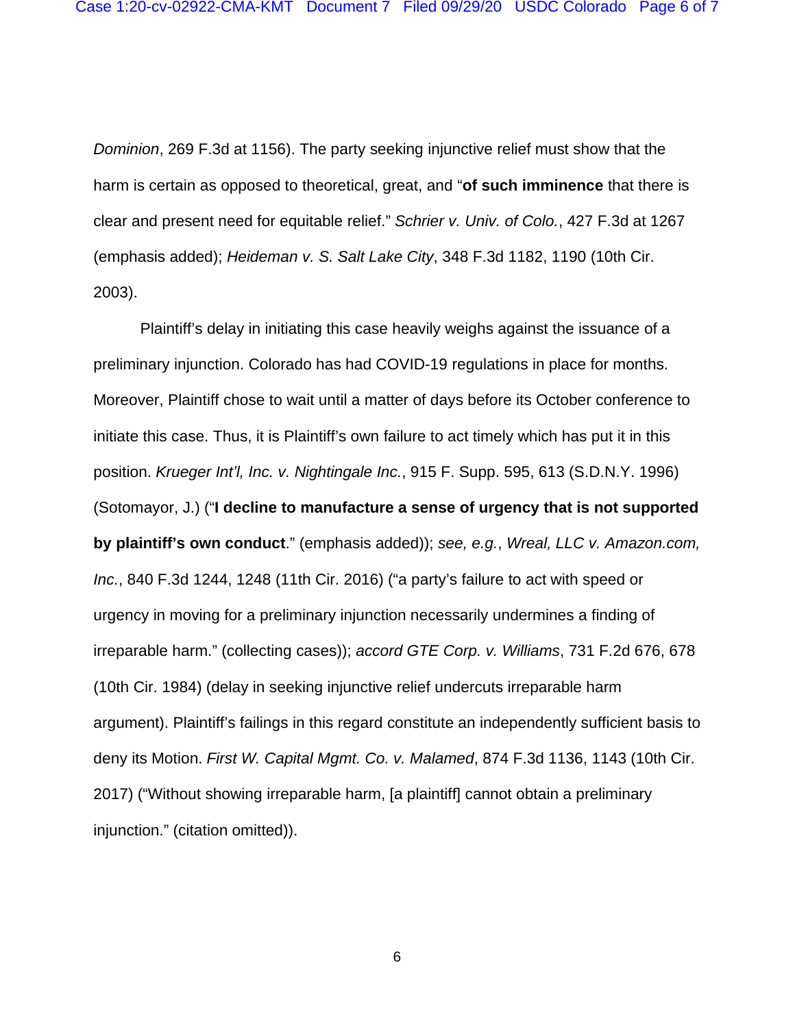*Dominion*, 269 F.3d at 1156). The party seeking injunctive relief must show that the harm is certain as opposed to theoretical, great, and "**of such imminence** that there is clear and present need for equitable relief." *Schrier v. Univ. of Colo.*, 427 F.3d at 1267 (emphasis added); *Heideman v. S. Salt Lake City*, 348 F.3d 1182, 1190 (10th Cir. 2003).

Plaintiff's delay in initiating this case heavily weighs against the issuance of a preliminary injunction. Colorado has had COVID-19 regulations in place for months. Moreover, Plaintiff chose to wait until a matter of days before its October conference to initiate this case. Thus, it is Plaintiff's own failure to act timely which has put it in this position. *Krueger Int'l, Inc. v. Nightingale Inc.*, 915 F. Supp. 595, 613 (S.D.N.Y. 1996) (Sotomayor, J.) ("**I decline to manufacture a sense of urgency that is not supported by plaintiff's own conduct**." (emphasis added)); *see, e.g.*, *Wreal, LLC v. Amazon.com, Inc.*, 840 F.3d 1244, 1248 (11th Cir. 2016) ("a party's failure to act with speed or urgency in moving for a preliminary injunction necessarily undermines a finding of irreparable harm." (collecting cases)); *accord GTE Corp. v. Williams*, 731 F.2d 676, 678 (10th Cir. 1984) (delay in seeking injunctive relief undercuts irreparable harm argument). Plaintiff's failings in this regard constitute an independently sufficient basis to deny its Motion. *First W. Capital Mgmt. Co. v. Malamed*, 874 F.3d 1136, 1143 (10th Cir. 2017) ("Without showing irreparable harm, [a plaintiff] cannot obtain a preliminary injunction." (citation omitted)).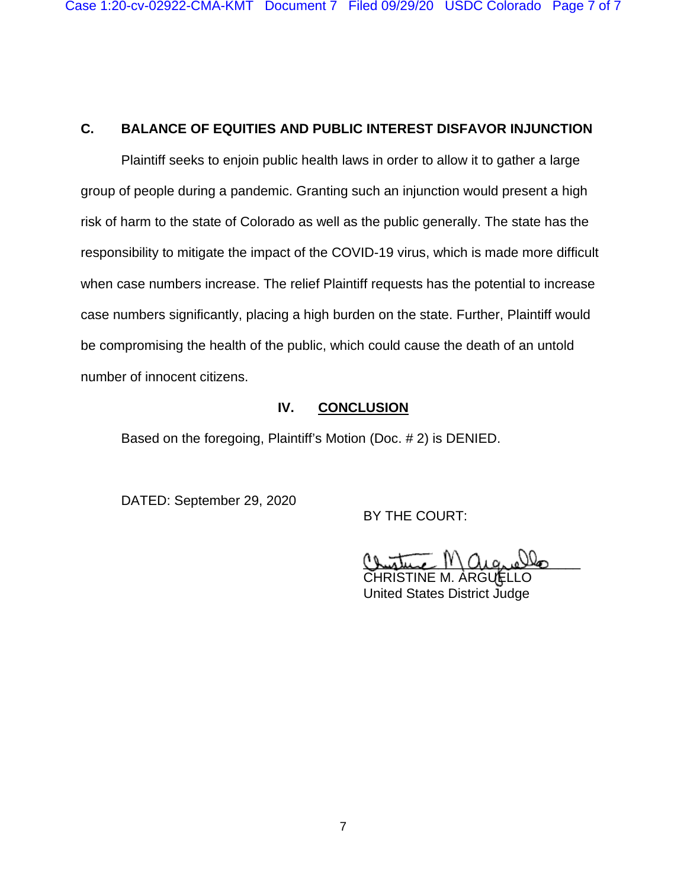### C. BALANCE OF EQUITIES AND PUBLIC INTEREST DISFAVOR INJUNCTION

Plaintiff seeks to enjoin public health laws in order to allow it to gather a large group of people during a pandemic. Granting such an injunction would present a high risk of harm to the state of Colorado as well as the public generally. The state has the responsibility to mitigate the impact of the COVID-19 virus, which is made more difficult when case numbers increase. The relief Plaintiff requests has the potential to increase case numbers significantly, placing a high burden on the state. Further, Plaintiff would be compromising the health of the public, which could cause the death of an untold number of innocent citizens.

## IV. CONCLUSION

Based on the foregoing, Plaintiff's Motion (Doc. # 2) is DENIED.

DATED: September 29, 2020

BY THE COURT:

CHRISTINE M. ARGUELLO
United States District Judge